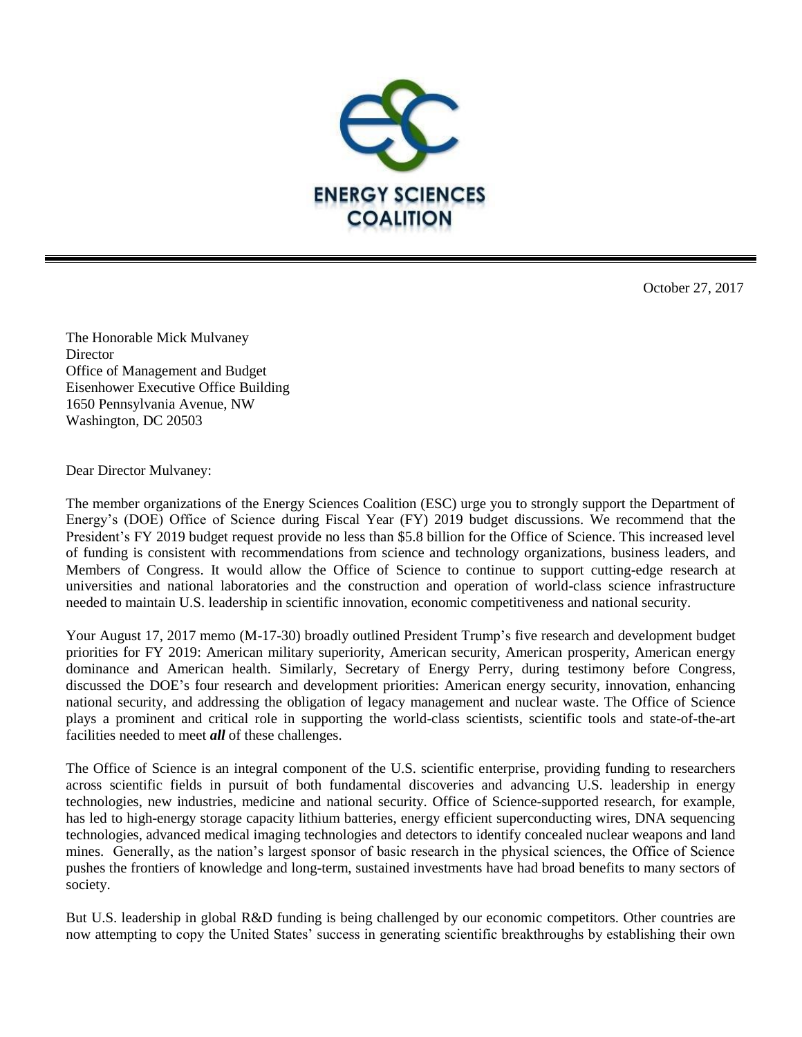ENERGY SCIENCES COALITION

October 27, 2017

The Honorable Mick Mulvaney
Director
Office of Management and Budget
Eisenhower Executive Office Building
1650 Pennsylvania Avenue, NW
Washington, DC 20503

Dear Director Mulvaney:

The member organizations of the Energy Sciences Coalition (ESC) urge you to strongly support the Department of Energy's (DOE) Office of Science during Fiscal Year (FY) 2019 budget discussions. We recommend that the President's FY 2019 budget request provide no less than $5.8 billion for the Office of Science. This increased level of funding is consistent with recommendations from science and technology organizations, business leaders, and Members of Congress. It would allow the Office of Science to continue to support cutting-edge research at universities and national laboratories and the construction and operation of world-class science infrastructure needed to maintain U.S. leadership in scientific innovation, economic competitiveness and national security.

Your August 17, 2017 memo (M-17-30) broadly outlined President Trump's five research and development budget priorities for FY 2019: American military superiority, American security, American prosperity, American energy dominance and American health. Similarly, Secretary of Energy Perry, during testimony before Congress, discussed the DOE's four research and development priorities: American energy security, innovation, enhancing national security, and addressing the obligation of legacy management and nuclear waste. The Office of Science plays a prominent and critical role in supporting the world-class scientists, scientific tools and state-of-the-art facilities needed to meet ***all*** of these challenges.

The Office of Science is an integral component of the U.S. scientific enterprise, providing funding to researchers across scientific fields in pursuit of both fundamental discoveries and advancing U.S. leadership in energy technologies, new industries, medicine and national security. Office of Science-supported research, for example, has led to high-energy storage capacity lithium batteries, energy efficient superconducting wires, DNA sequencing technologies, advanced medical imaging technologies and detectors to identify concealed nuclear weapons and land mines. Generally, as the nation's largest sponsor of basic research in the physical sciences, the Office of Science pushes the frontiers of knowledge and long-term, sustained investments have had broad benefits to many sectors of society.

But U.S. leadership in global R&D funding is being challenged by our economic competitors. Other countries are now attempting to copy the United States' success in generating scientific breakthroughs by establishing their own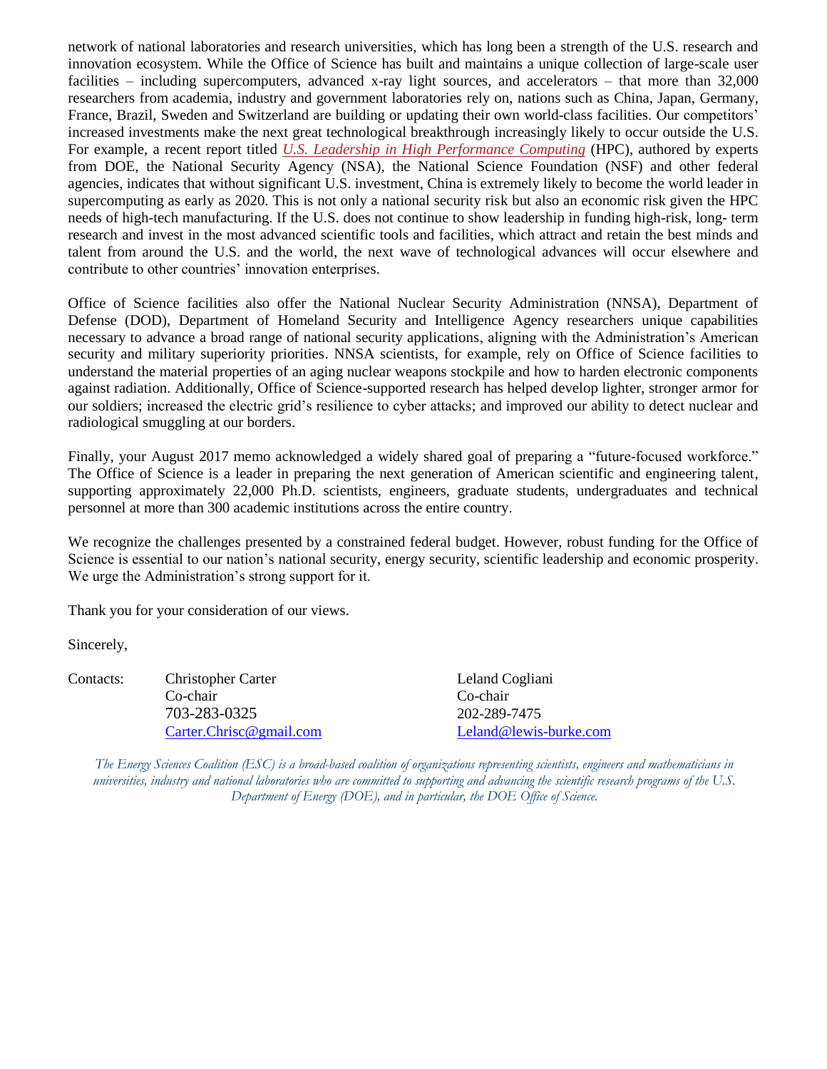network of national laboratories and research universities, which has long been a strength of the U.S. research and innovation ecosystem. While the Office of Science has built and maintains a unique collection of large-scale user facilities – including supercomputers, advanced x-ray light sources, and accelerators – that more than 32,000 researchers from academia, industry and government laboratories rely on, nations such as China, Japan, Germany, France, Brazil, Sweden and Switzerland are building or updating their own world-class facilities. Our competitors' increased investments make the next great technological breakthrough increasingly likely to occur outside the U.S. For example, a recent report titled *U.S. Leadership in High Performance Computing* (HPC), authored by experts from DOE, the National Security Agency (NSA), the National Science Foundation (NSF) and other federal agencies, indicates that without significant U.S. investment, China is extremely likely to become the world leader in supercomputing as early as 2020. This is not only a national security risk but also an economic risk given the HPC needs of high-tech manufacturing. If the U.S. does not continue to show leadership in funding high-risk, long- term research and invest in the most advanced scientific tools and facilities, which attract and retain the best minds and talent from around the U.S. and the world, the next wave of technological advances will occur elsewhere and contribute to other countries' innovation enterprises.

Office of Science facilities also offer the National Nuclear Security Administration (NNSA), Department of Defense (DOD), Department of Homeland Security and Intelligence Agency researchers unique capabilities necessary to advance a broad range of national security applications, aligning with the Administration's American security and military superiority priorities. NNSA scientists, for example, rely on Office of Science facilities to understand the material properties of an aging nuclear weapons stockpile and how to harden electronic components against radiation. Additionally, Office of Science-supported research has helped develop lighter, stronger armor for our soldiers; increased the electric grid's resilience to cyber attacks; and improved our ability to detect nuclear and radiological smuggling at our borders.

Finally, your August 2017 memo acknowledged a widely shared goal of preparing a "future-focused workforce." The Office of Science is a leader in preparing the next generation of American scientific and engineering talent, supporting approximately 22,000 Ph.D. scientists, engineers, graduate students, undergraduates and technical personnel at more than 300 academic institutions across the entire country.

We recognize the challenges presented by a constrained federal budget. However, robust funding for the Office of Science is essential to our nation's national security, energy security, scientific leadership and economic prosperity. We urge the Administration's strong support for it.

Thank you for your consideration of our views.

Sincerely,

Contacts:

Christopher Carter
Co-chair
703-283-0325
Carter.Chrisc@gmail.com

Leland Cogliani
Co-chair
202-289-7475
Leland@lewis-burke.com

*The Energy Sciences Coalition (ESC) is a broad-based coalition of organizations representing scientists, engineers and mathematicians in universities, industry and national laboratories who are committed to supporting and advancing the scientific research programs of the U.S. Department of Energy (DOE), and in particular, the DOE Office of Science.*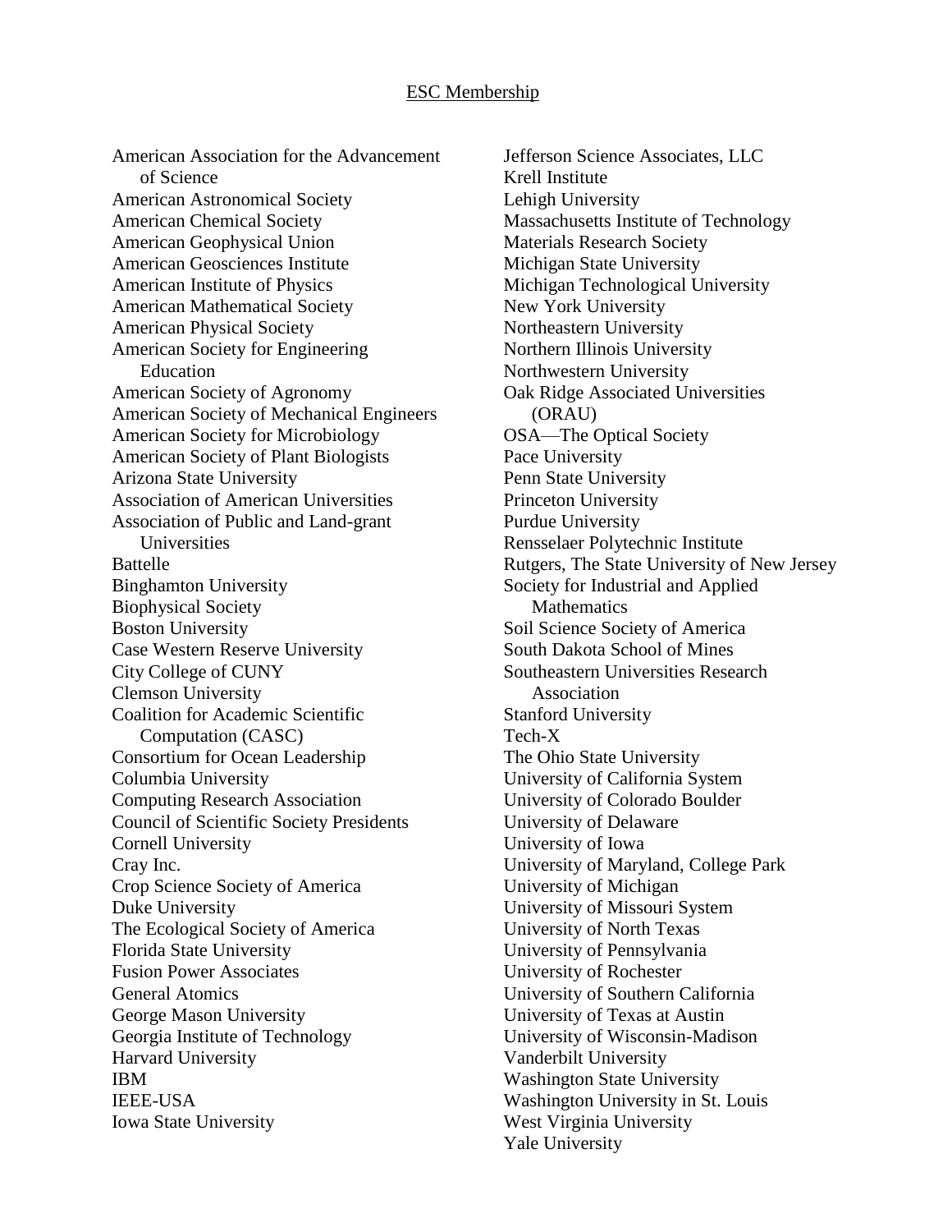## ESC Membership

American Association for the Advancement of Science
American Astronomical Society
American Chemical Society
American Geophysical Union
American Geosciences Institute
American Institute of Physics
American Mathematical Society
American Physical Society
American Society for Engineering Education
American Society of Agronomy
American Society of Mechanical Engineers
American Society for Microbiology
American Society of Plant Biologists
Arizona State University
Association of American Universities
Association of Public and Land-grant Universities
Battelle
Binghamton University
Biophysical Society
Boston University
Case Western Reserve University
City College of CUNY
Clemson University
Coalition for Academic Scientific Computation (CASC)
Consortium for Ocean Leadership
Columbia University
Computing Research Association
Council of Scientific Society Presidents
Cornell University
Cray Inc.
Crop Science Society of America
Duke University
The Ecological Society of America
Florida State University
Fusion Power Associates
General Atomics
George Mason University
Georgia Institute of Technology
Harvard University
IBM
IEEE-USA
Iowa State University
Jefferson Science Associates, LLC
Krell Institute
Lehigh University
Massachusetts Institute of Technology
Materials Research Society
Michigan State University
Michigan Technological University
New York University
Northeastern University
Northern Illinois University
Northwestern University
Oak Ridge Associated Universities (ORAU)
OSA—The Optical Society
Pace University
Penn State University
Princeton University
Purdue University
Rensselaer Polytechnic Institute
Rutgers, The State University of New Jersey
Society for Industrial and Applied Mathematics
Soil Science Society of America
South Dakota School of Mines
Southeastern Universities Research Association
Stanford University
Tech-X
The Ohio State University
University of California System
University of Colorado Boulder
University of Delaware
University of Iowa
University of Maryland, College Park
University of Michigan
University of Missouri System
University of North Texas
University of Pennsylvania
University of Rochester
University of Southern California
University of Texas at Austin
University of Wisconsin-Madison
Vanderbilt University
Washington State University
Washington University in St. Louis
West Virginia University
Yale University